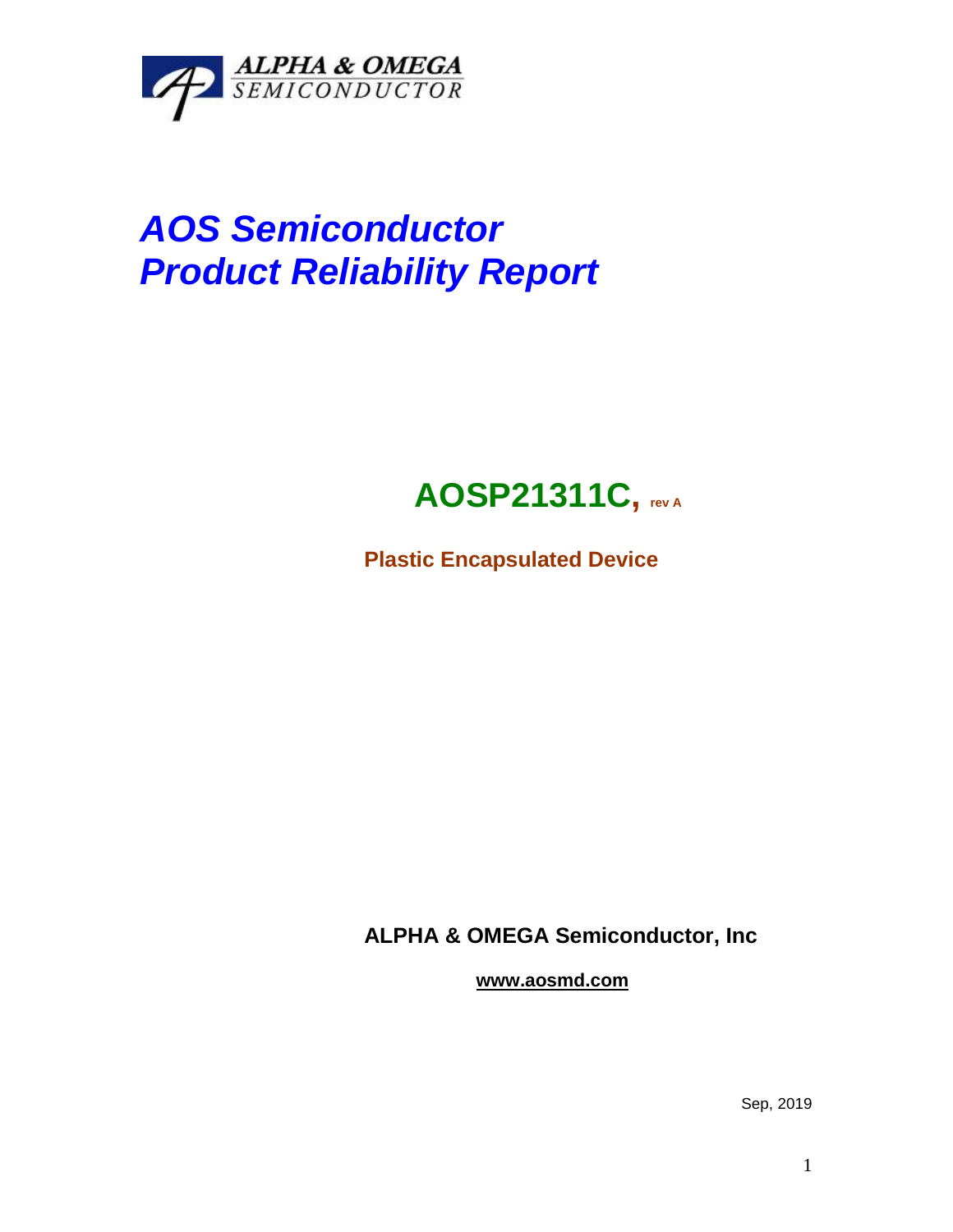ALPHA & OMEGA
SEMICONDUCTOR

# *AOS Semiconductor*
# *Product Reliability Report*

## AOSP21311C, rev A

**Plastic Encapsulated Device**

**ALPHA & OMEGA Semiconductor, Inc**

**www.aosmd.com**

Sep, 2019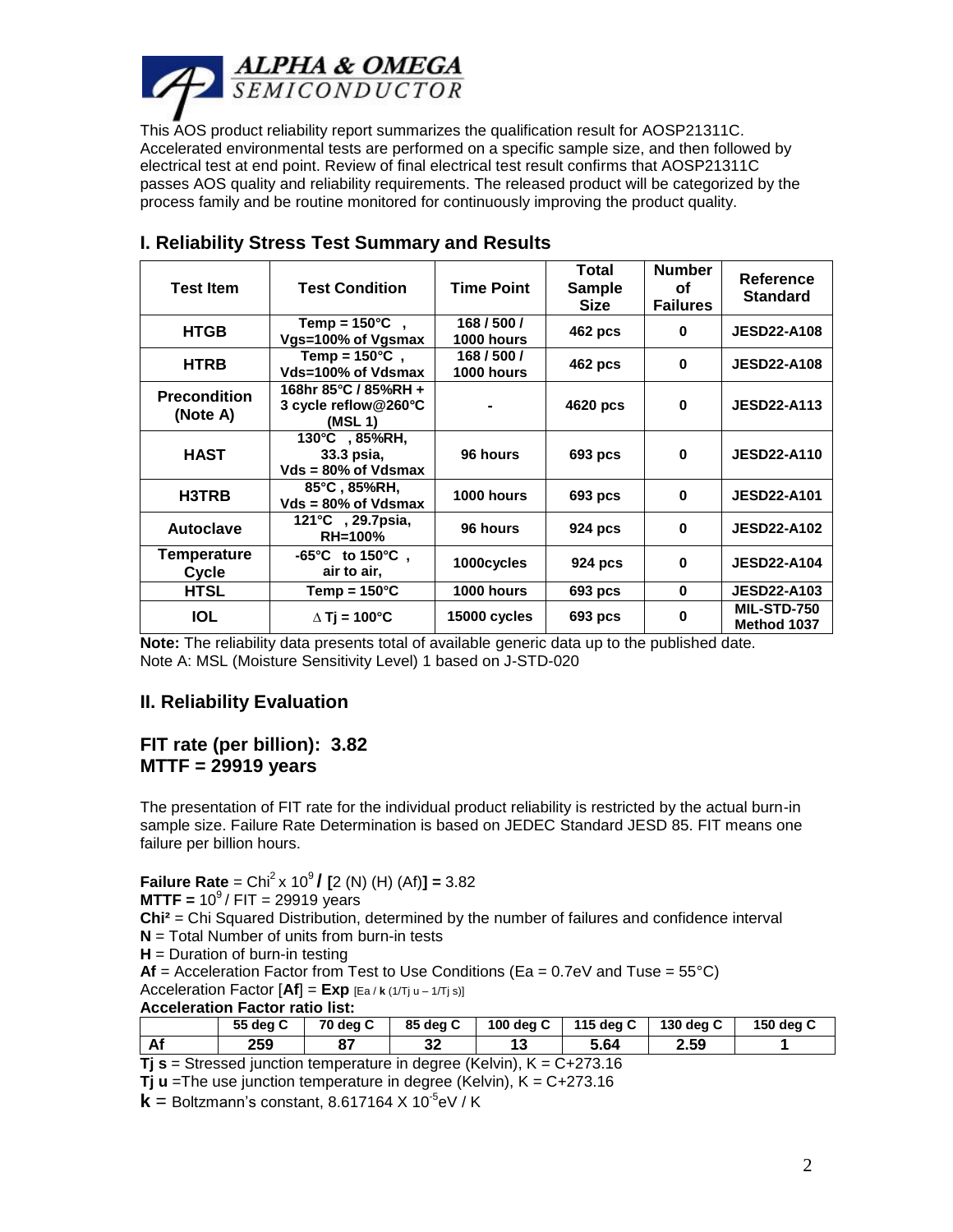This AOS product reliability report summarizes the qualification result for AOSP21311C. Accelerated environmental tests are performed on a specific sample size, and then followed by electrical test at end point. Review of final electrical test result confirms that AOSP21311C passes AOS quality and reliability requirements. The released product will be categorized by the process family and be routine monitored for continuously improving the product quality.

## I. Reliability Stress Test Summary and Results

| Test Item | Test Condition | Time Point | Total Sample Size | Number of Failures | Reference Standard |
|---|---|---|---|---|---|
| HTGB | Temp = 150°C , Vgs=100% of Vgsmax | 168 / 500 / 1000 hours | 462 pcs | 0 | JESD22-A108 |
| HTRB | Temp = 150°C , Vds=100% of Vdsmax | 168 / 500 / 1000 hours | 462 pcs | 0 | JESD22-A108 |
| Precondition (Note A) | 168hr 85°C / 85%RH + 3 cycle reflow@260°C (MSL 1) | - | 4620 pcs | 0 | JESD22-A113 |
| HAST | 130°C , 85%RH, 33.3 psia, Vds = 80% of Vdsmax | 96 hours | 693 pcs | 0 | JESD22-A110 |
| H3TRB | 85°C , 85%RH, Vds = 80% of Vdsmax | 1000 hours | 693 pcs | 0 | JESD22-A101 |
| Autoclave | 121°C , 29.7psia, RH=100% | 96 hours | 924 pcs | 0 | JESD22-A102 |
| Temperature Cycle | -65°C to 150°C , air to air, | 1000cycles | 924 pcs | 0 | JESD22-A104 |
| HTSL | Temp = 150°C | 1000 hours | 693 pcs | 0 | JESD22-A103 |
| IOL | $\Delta$ Tj = 100°C | 15000 cycles | 693 pcs | 0 | MIL-STD-750 Method 1037 |

**Note:** The reliability data presents total of available generic data up to the published date.
Note A: MSL (Moisture Sensitivity Level) 1 based on J-STD-020

## II. Reliability Evaluation

### FIT rate (per billion): 3.82
### MTTF = 29919 years

The presentation of FIT rate for the individual product reliability is restricted by the actual burn-in sample size. Failure Rate Determination is based on JEDEC Standard JESD 85. FIT means one failure per billion hours.

**Failure Rate** = $Chi^2 \times 10^9$ **/ [**2 (N) (H) (Af)**] =** 3.82

**MTTF =** $10^9$ / FIT = 29919 years

**Chi²** = Chi Squared Distribution, determined by the number of failures and confidence interval

**N** = Total Number of units from burn-in tests

**H** = Duration of burn-in testing

**Af** = Acceleration Factor from Test to Use Conditions (Ea = 0.7eV and Tuse = 55°C)

Acceleration Factor [**Af**] = **Exp** [Ea / **k** (1/Tj u – 1/Tj s)]

**Acceleration Factor ratio list:**

| | 55 deg C | 70 deg C | 85 deg C | 100 deg C | 115 deg C | 130 deg C | 150 deg C |
|---|---|---|---|---|---|---|---|
| Af | 259 | 87 | 32 | 13 | 5.64 | 2.59 | 1 |

**Tj s** = Stressed junction temperature in degree (Kelvin), K = C+273.16

**Tj u** =The use junction temperature in degree (Kelvin), K = C+273.16

**k** = Boltzmann's constant, $8.617164 \times 10^{-5}$eV / K